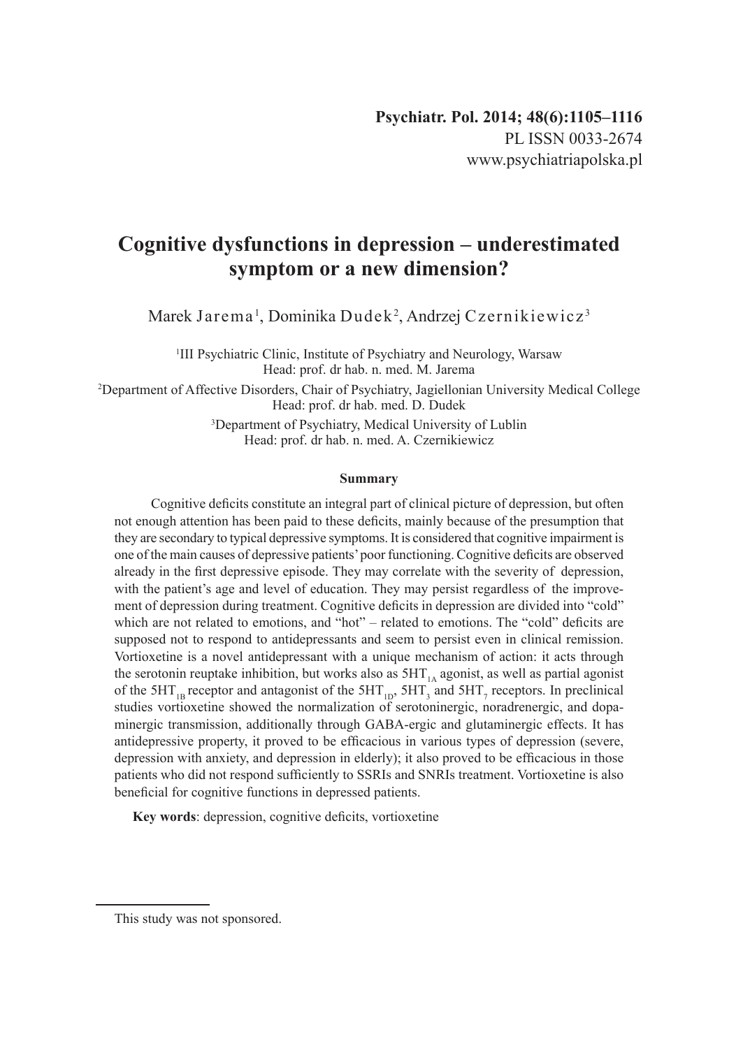Psychiatr. Pol. 2014; 48(6):1105–1116
PL ISSN 0033-2674
www.psychiatriapolska.pl

# Cognitive dysfunctions in depression – underestimated symptom or a new dimension?

Marek Jarema[1], Dominika Dudek[2], Andrzej Czernikiewicz[3]

[1]III Psychiatric Clinic, Institute of Psychiatry and Neurology, Warsaw
Head: prof. dr hab. n. med. M. Jarema

[2]Department of Affective Disorders, Chair of Psychiatry, Jagiellonian University Medical College
Head: prof. dr hab. med. D. Dudek

[3]Department of Psychiatry, Medical University of Lublin
Head: prof. dr hab. n. med. A. Czernikiewicz

**Summary**

Cognitive deficits constitute an integral part of clinical picture of depression, but often not enough attention has been paid to these deficits, mainly because of the presumption that they are secondary to typical depressive symptoms. It is considered that cognitive impairment is one of the main causes of depressive patients' poor functioning. Cognitive deficits are observed already in the first depressive episode. They may correlate with the severity of depression, with the patient's age and level of education. They may persist regardless of the improvement of depression during treatment. Cognitive deficits in depression are divided into "cold" which are not related to emotions, and "hot" – related to emotions. The "cold" deficits are supposed not to respond to antidepressants and seem to persist even in clinical remission. Vortioxetine is a novel antidepressant with a unique mechanism of action: it acts through the serotonin reuptake inhibition, but works also as $5HT_{1A}$ agonist, as well as partial agonist of the $5HT_{1B}$ receptor and antagonist of the $5HT_{1D}$, $5HT_3$ and $5HT_7$ receptors. In preclinical studies vortioxetine showed the normalization of serotoninergic, noradrenergic, and dopaminergic transmission, additionally through GABA-ergic and glutaminergic effects. It has antidepressive property, it proved to be efficacious in various types of depression (severe, depression with anxiety, and depression in elderly); it also proved to be efficacious in those patients who did not respond sufficiently to SSRIs and SNRIs treatment. Vortioxetine is also beneficial for cognitive functions in depressed patients.

**Key words**: depression, cognitive deficits, vortioxetine

This study was not sponsored.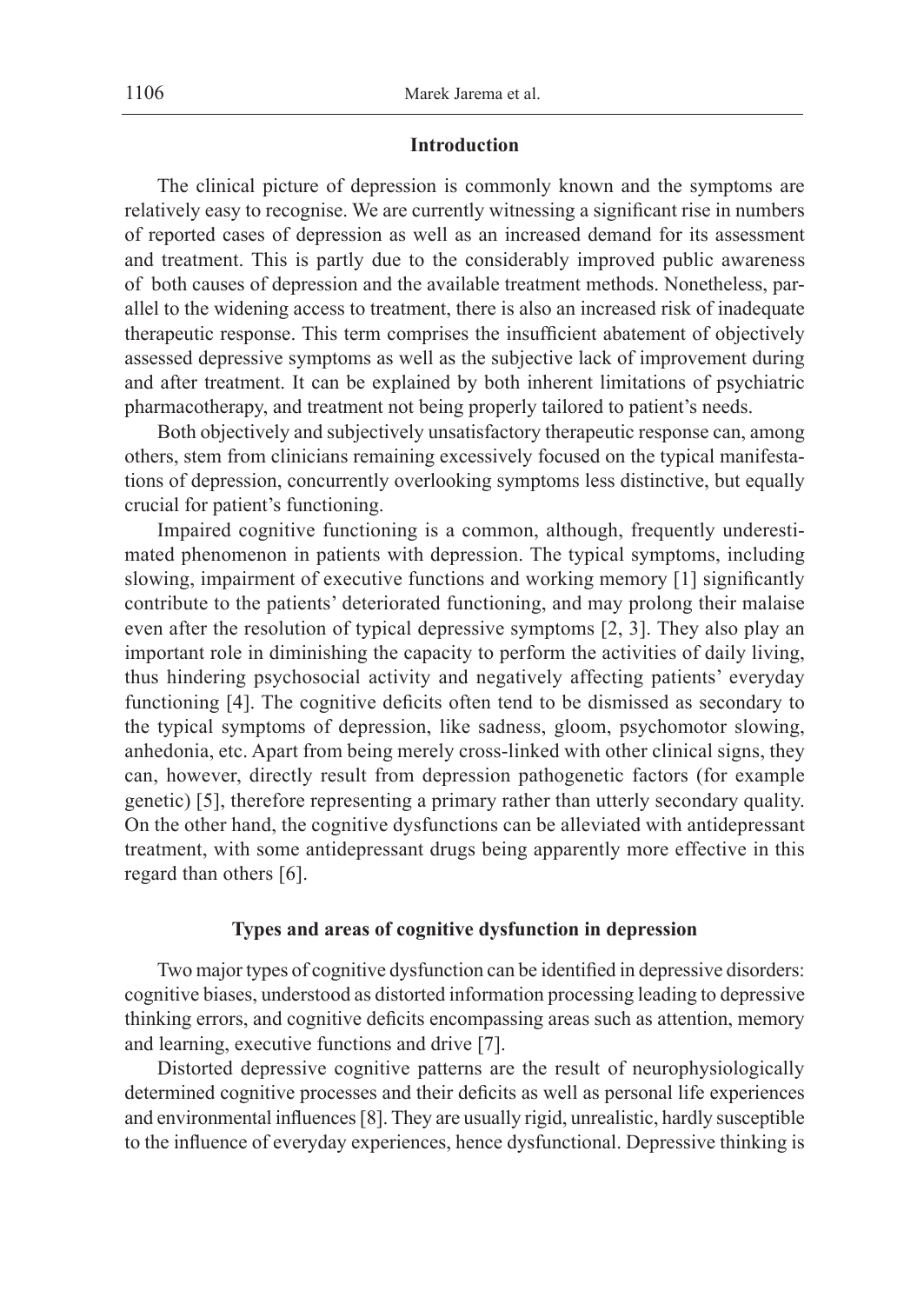## Introduction

The clinical picture of depression is commonly known and the symptoms are relatively easy to recognise. We are currently witnessing a significant rise in numbers of reported cases of depression as well as an increased demand for its assessment and treatment. This is partly due to the considerably improved public awareness of both causes of depression and the available treatment methods. Nonetheless, parallel to the widening access to treatment, there is also an increased risk of inadequate therapeutic response. This term comprises the insufficient abatement of objectively assessed depressive symptoms as well as the subjective lack of improvement during and after treatment. It can be explained by both inherent limitations of psychiatric pharmacotherapy, and treatment not being properly tailored to patient's needs.

Both objectively and subjectively unsatisfactory therapeutic response can, among others, stem from clinicians remaining excessively focused on the typical manifestations of depression, concurrently overlooking symptoms less distinctive, but equally crucial for patient's functioning.

Impaired cognitive functioning is a common, although, frequently underestimated phenomenon in patients with depression. The typical symptoms, including slowing, impairment of executive functions and working memory [1] significantly contribute to the patients' deteriorated functioning, and may prolong their malaise even after the resolution of typical depressive symptoms [2, 3]. They also play an important role in diminishing the capacity to perform the activities of daily living, thus hindering psychosocial activity and negatively affecting patients' everyday functioning [4]. The cognitive deficits often tend to be dismissed as secondary to the typical symptoms of depression, like sadness, gloom, psychomotor slowing, anhedonia, etc. Apart from being merely cross-linked with other clinical signs, they can, however, directly result from depression pathogenetic factors (for example genetic) [5], therefore representing a primary rather than utterly secondary quality. On the other hand, the cognitive dysfunctions can be alleviated with antidepressant treatment, with some antidepressant drugs being apparently more effective in this regard than others [6].

## Types and areas of cognitive dysfunction in depression

Two major types of cognitive dysfunction can be identified in depressive disorders: cognitive biases, understood as distorted information processing leading to depressive thinking errors, and cognitive deficits encompassing areas such as attention, memory and learning, executive functions and drive [7].

Distorted depressive cognitive patterns are the result of neurophysiologically determined cognitive processes and their deficits as well as personal life experiences and environmental influences [8]. They are usually rigid, unrealistic, hardly susceptible to the influence of everyday experiences, hence dysfunctional. Depressive thinking is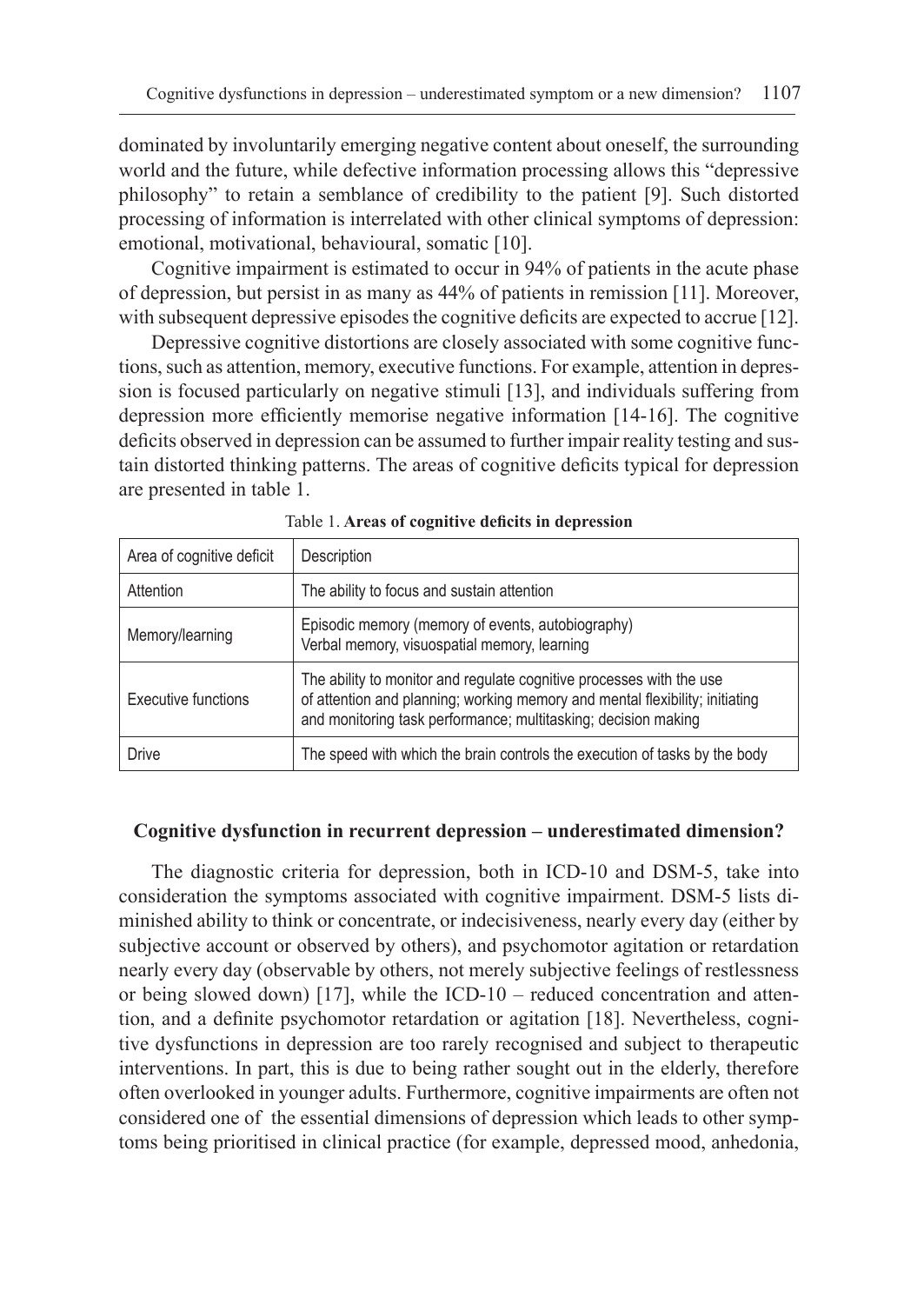dominated by involuntarily emerging negative content about oneself, the surrounding world and the future, while defective information processing allows this "depressive philosophy" to retain a semblance of credibility to the patient [9]. Such distorted processing of information is interrelated with other clinical symptoms of depression: emotional, motivational, behavioural, somatic [10].

Cognitive impairment is estimated to occur in 94% of patients in the acute phase of depression, but persist in as many as 44% of patients in remission [11]. Moreover, with subsequent depressive episodes the cognitive deficits are expected to accrue [12].

Depressive cognitive distortions are closely associated with some cognitive functions, such as attention, memory, executive functions. For example, attention in depression is focused particularly on negative stimuli [13], and individuals suffering from depression more efficiently memorise negative information [14-16]. The cognitive deficits observed in depression can be assumed to further impair reality testing and sustain distorted thinking patterns. The areas of cognitive deficits typical for depression are presented in table 1.

Table 1. **Areas of cognitive deficits in depression**

| Area of cognitive deficit | Description |
|---|---|
| Attention | The ability to focus and sustain attention |
| Memory/learning | Episodic memory (memory of events, autobiography)<br>Verbal memory, visuospatial memory, learning |
| Executive functions | The ability to monitor and regulate cognitive processes with the use of attention and planning; working memory and mental flexibility; initiating and monitoring task performance; multitasking; decision making |
| Drive | The speed with which the brain controls the execution of tasks by the body |

## Cognitive dysfunction in recurrent depression – underestimated dimension?

The diagnostic criteria for depression, both in ICD-10 and DSM-5, take into consideration the symptoms associated with cognitive impairment. DSM-5 lists diminished ability to think or concentrate, or indecisiveness, nearly every day (either by subjective account or observed by others), and psychomotor agitation or retardation nearly every day (observable by others, not merely subjective feelings of restlessness or being slowed down) [17], while the ICD-10 – reduced concentration and attention, and a definite psychomotor retardation or agitation [18]. Nevertheless, cognitive dysfunctions in depression are too rarely recognised and subject to therapeutic interventions. In part, this is due to being rather sought out in the elderly, therefore often overlooked in younger adults. Furthermore, cognitive impairments are often not considered one of the essential dimensions of depression which leads to other symptoms being prioritised in clinical practice (for example, depressed mood, anhedonia,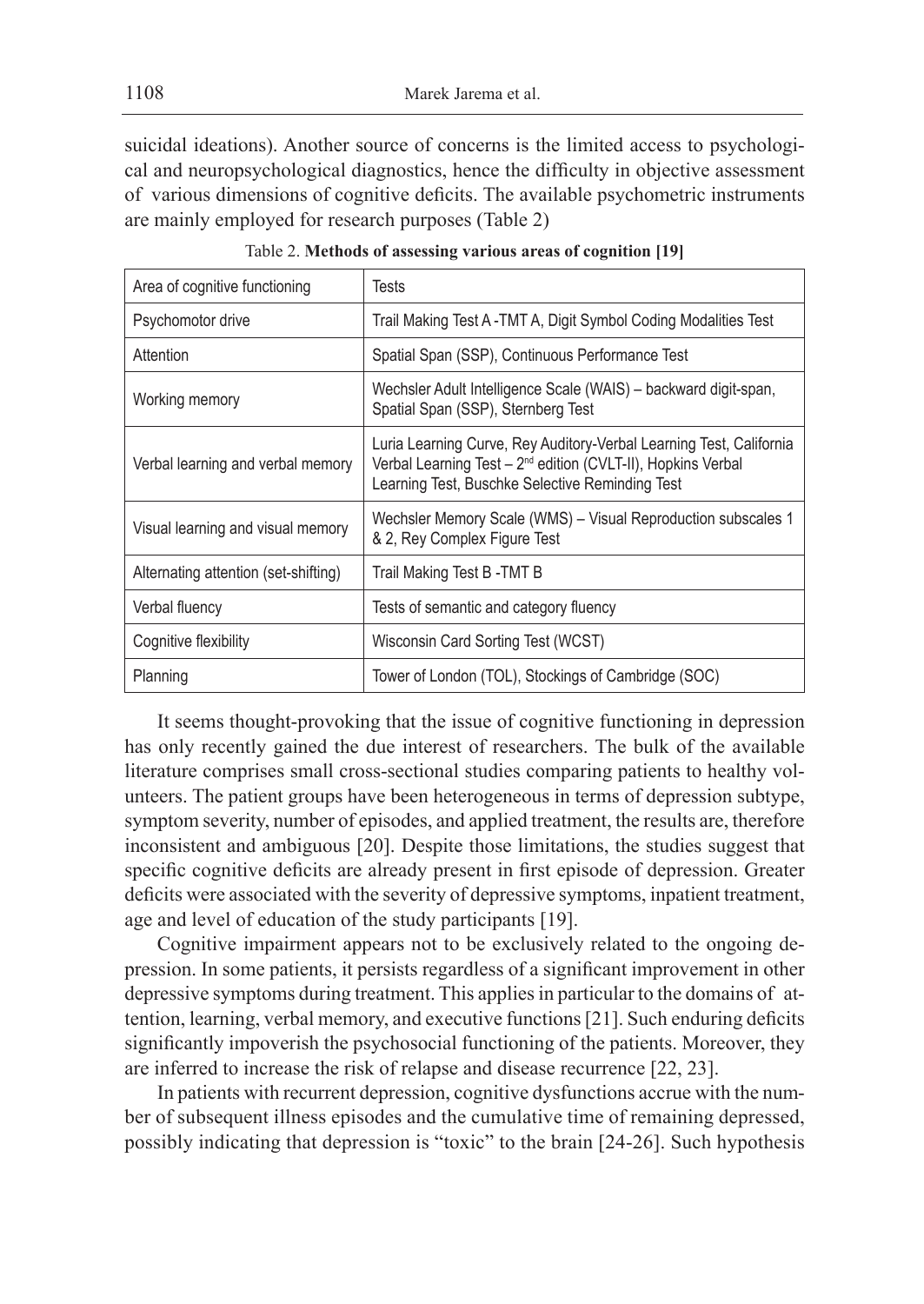suicidal ideations). Another source of concerns is the limited access to psychological and neuropsychological diagnostics, hence the difficulty in objective assessment of various dimensions of cognitive deficits. The available psychometric instruments are mainly employed for research purposes (Table 2)

Table 2. **Methods of assessing various areas of cognition [19]**

| Area of cognitive functioning | Tests |
|---|---|
| Psychomotor drive | Trail Making Test A -TMT A, Digit Symbol Coding Modalities Test |
| Attention | Spatial Span (SSP), Continuous Performance Test |
| Working memory | Wechsler Adult Intelligence Scale (WAIS) – backward digit-span, Spatial Span (SSP), Sternberg Test |
| Verbal learning and verbal memory | Luria Learning Curve, Rey Auditory-Verbal Learning Test, California Verbal Learning Test – 2nd edition (CVLT-II), Hopkins Verbal Learning Test, Buschke Selective Reminding Test |
| Visual learning and visual memory | Wechsler Memory Scale (WMS) – Visual Reproduction subscales 1 & 2, Rey Complex Figure Test |
| Alternating attention (set-shifting) | Trail Making Test B -TMT B |
| Verbal fluency | Tests of semantic and category fluency |
| Cognitive flexibility | Wisconsin Card Sorting Test (WCST) |
| Planning | Tower of London (TOL), Stockings of Cambridge (SOC) |

It seems thought-provoking that the issue of cognitive functioning in depression has only recently gained the due interest of researchers. The bulk of the available literature comprises small cross-sectional studies comparing patients to healthy volunteers. The patient groups have been heterogeneous in terms of depression subtype, symptom severity, number of episodes, and applied treatment, the results are, therefore inconsistent and ambiguous [20]. Despite those limitations, the studies suggest that specific cognitive deficits are already present in first episode of depression. Greater deficits were associated with the severity of depressive symptoms, inpatient treatment, age and level of education of the study participants [19].

Cognitive impairment appears not to be exclusively related to the ongoing depression. In some patients, it persists regardless of a significant improvement in other depressive symptoms during treatment. This applies in particular to the domains of attention, learning, verbal memory, and executive functions [21]. Such enduring deficits significantly impoverish the psychosocial functioning of the patients. Moreover, they are inferred to increase the risk of relapse and disease recurrence [22, 23].

In patients with recurrent depression, cognitive dysfunctions accrue with the number of subsequent illness episodes and the cumulative time of remaining depressed, possibly indicating that depression is "toxic" to the brain [24-26]. Such hypothesis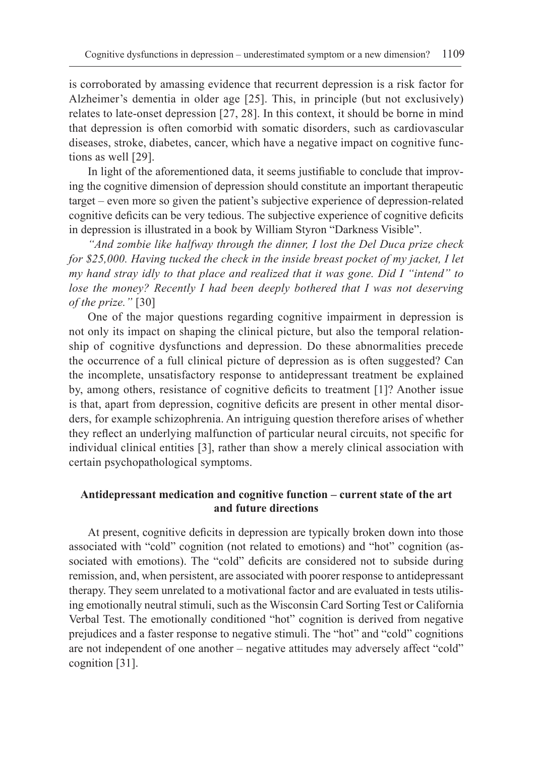is corroborated by amassing evidence that recurrent depression is a risk factor for Alzheimer's dementia in older age [25]. This, in principle (but not exclusively) relates to late-onset depression [27, 28]. In this context, it should be borne in mind that depression is often comorbid with somatic disorders, such as cardiovascular diseases, stroke, diabetes, cancer, which have a negative impact on cognitive functions as well [29].

In light of the aforementioned data, it seems justifiable to conclude that improving the cognitive dimension of depression should constitute an important therapeutic target – even more so given the patient's subjective experience of depression-related cognitive deficits can be very tedious. The subjective experience of cognitive deficits in depression is illustrated in a book by William Styron "Darkness Visible".

*"And zombie like halfway through the dinner, I lost the Del Duca prize check for $25,000. Having tucked the check in the inside breast pocket of my jacket, I let my hand stray idly to that place and realized that it was gone. Did I "intend" to lose the money? Recently I had been deeply bothered that I was not deserving of the prize."* [30]

One of the major questions regarding cognitive impairment in depression is not only its impact on shaping the clinical picture, but also the temporal relationship of cognitive dysfunctions and depression. Do these abnormalities precede the occurrence of a full clinical picture of depression as is often suggested? Can the incomplete, unsatisfactory response to antidepressant treatment be explained by, among others, resistance of cognitive deficits to treatment [1]? Another issue is that, apart from depression, cognitive deficits are present in other mental disorders, for example schizophrenia. An intriguing question therefore arises of whether they reflect an underlying malfunction of particular neural circuits, not specific for individual clinical entities [3], rather than show a merely clinical association with certain psychopathological symptoms.

## Antidepressant medication and cognitive function – current state of the art and future directions

At present, cognitive deficits in depression are typically broken down into those associated with "cold" cognition (not related to emotions) and "hot" cognition (associated with emotions). The "cold" deficits are considered not to subside during remission, and, when persistent, are associated with poorer response to antidepressant therapy. They seem unrelated to a motivational factor and are evaluated in tests utilising emotionally neutral stimuli, such as the Wisconsin Card Sorting Test or California Verbal Test. The emotionally conditioned "hot" cognition is derived from negative prejudices and a faster response to negative stimuli. The "hot" and "cold" cognitions are not independent of one another – negative attitudes may adversely affect "cold" cognition [31].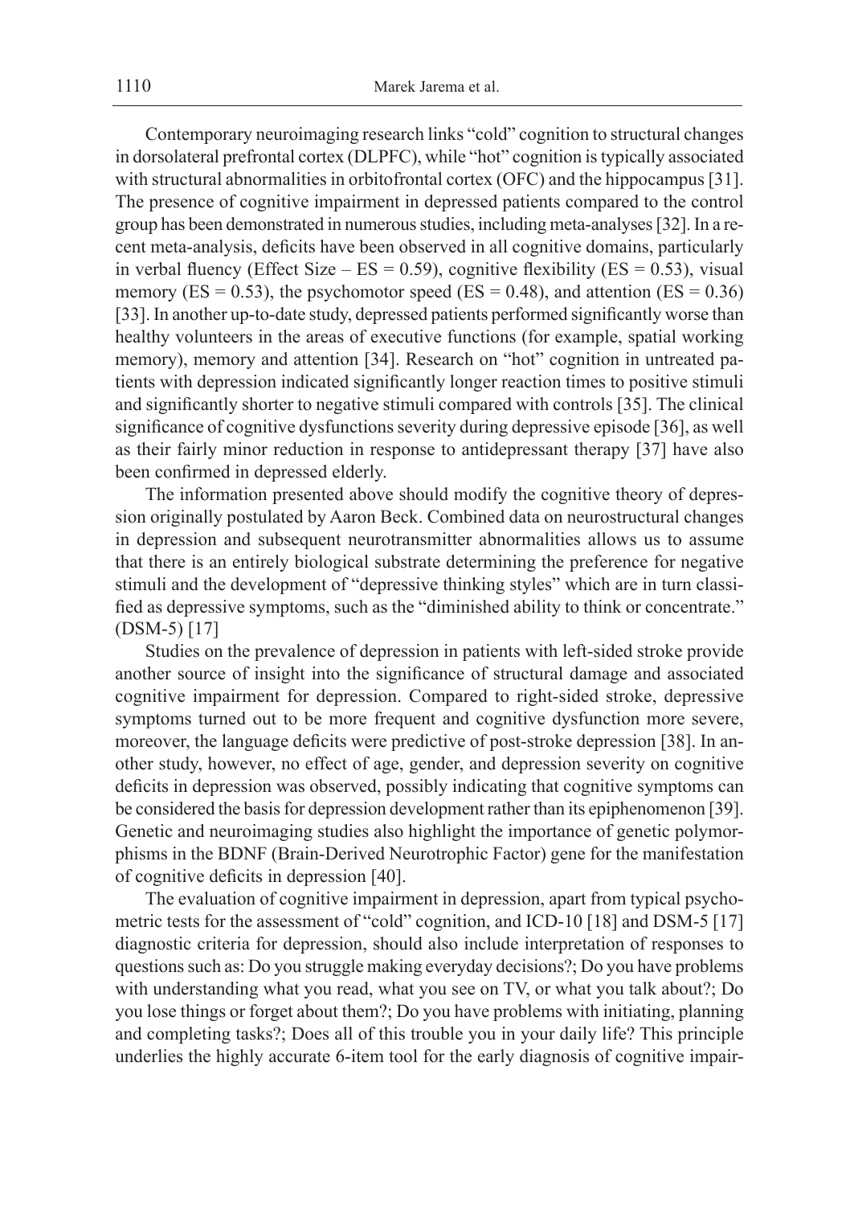Contemporary neuroimaging research links "cold" cognition to structural changes in dorsolateral prefrontal cortex (DLPFC), while "hot" cognition is typically associated with structural abnormalities in orbitofrontal cortex (OFC) and the hippocampus [31]. The presence of cognitive impairment in depressed patients compared to the control group has been demonstrated in numerous studies, including meta-analyses [32]. In a recent meta-analysis, deficits have been observed in all cognitive domains, particularly in verbal fluency (Effect Size – ES = 0.59), cognitive flexibility (ES = 0.53), visual memory (ES = 0.53), the psychomotor speed (ES = 0.48), and attention (ES = 0.36) [33]. In another up-to-date study, depressed patients performed significantly worse than healthy volunteers in the areas of executive functions (for example, spatial working memory), memory and attention [34]. Research on "hot" cognition in untreated patients with depression indicated significantly longer reaction times to positive stimuli and significantly shorter to negative stimuli compared with controls [35]. The clinical significance of cognitive dysfunctions severity during depressive episode [36], as well as their fairly minor reduction in response to antidepressant therapy [37] have also been confirmed in depressed elderly.

The information presented above should modify the cognitive theory of depression originally postulated by Aaron Beck. Combined data on neurostructural changes in depression and subsequent neurotransmitter abnormalities allows us to assume that there is an entirely biological substrate determining the preference for negative stimuli and the development of "depressive thinking styles" which are in turn classified as depressive symptoms, such as the "diminished ability to think or concentrate." (DSM-5) [17]

Studies on the prevalence of depression in patients with left-sided stroke provide another source of insight into the significance of structural damage and associated cognitive impairment for depression. Compared to right-sided stroke, depressive symptoms turned out to be more frequent and cognitive dysfunction more severe, moreover, the language deficits were predictive of post-stroke depression [38]. In another study, however, no effect of age, gender, and depression severity on cognitive deficits in depression was observed, possibly indicating that cognitive symptoms can be considered the basis for depression development rather than its epiphenomenon [39]. Genetic and neuroimaging studies also highlight the importance of genetic polymorphisms in the BDNF (Brain-Derived Neurotrophic Factor) gene for the manifestation of cognitive deficits in depression [40].

The evaluation of cognitive impairment in depression, apart from typical psychometric tests for the assessment of "cold" cognition, and ICD-10 [18] and DSM-5 [17] diagnostic criteria for depression, should also include interpretation of responses to questions such as: Do you struggle making everyday decisions?; Do you have problems with understanding what you read, what you see on TV, or what you talk about?; Do you lose things or forget about them?; Do you have problems with initiating, planning and completing tasks?; Does all of this trouble you in your daily life? This principle underlies the highly accurate 6-item tool for the early diagnosis of cognitive impair-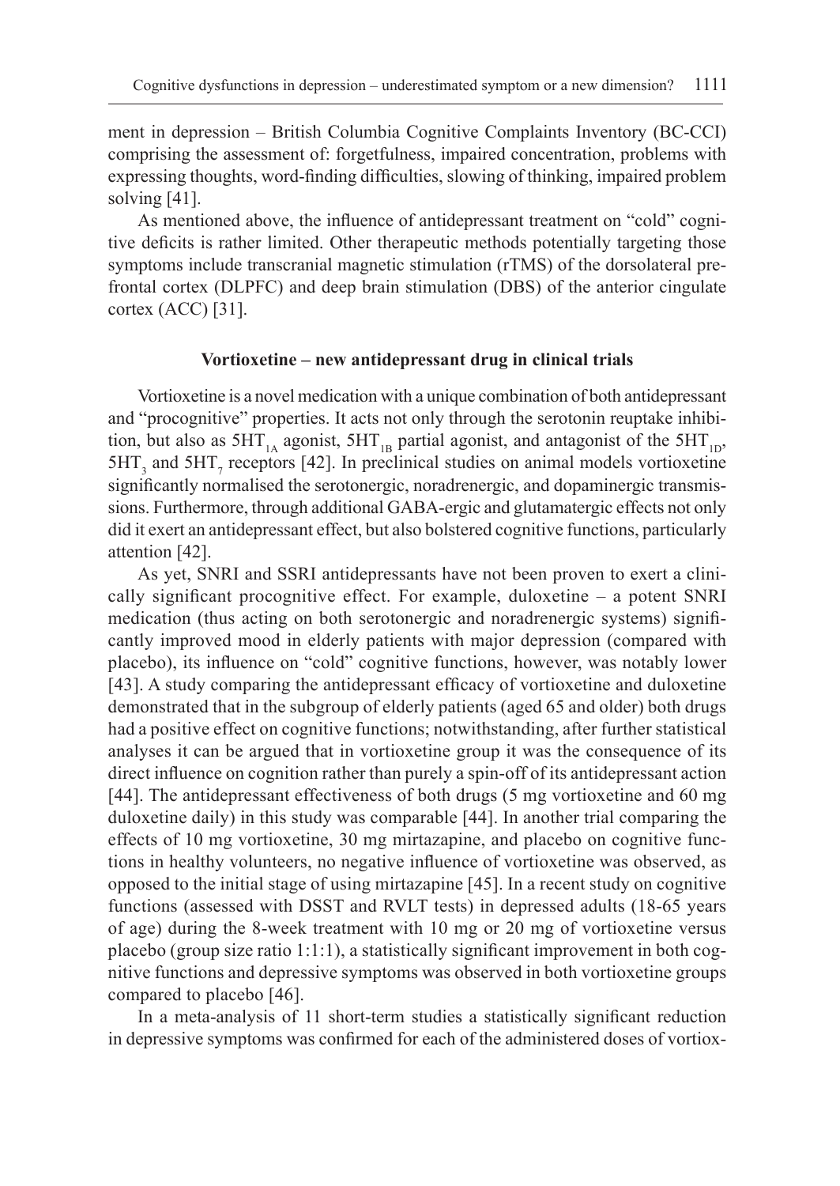ment in depression – British Columbia Cognitive Complaints Inventory (BC-CCI) comprising the assessment of: forgetfulness, impaired concentration, problems with expressing thoughts, word-finding difficulties, slowing of thinking, impaired problem solving [41].

As mentioned above, the influence of antidepressant treatment on "cold" cognitive deficits is rather limited. Other therapeutic methods potentially targeting those symptoms include transcranial magnetic stimulation (rTMS) of the dorsolateral prefrontal cortex (DLPFC) and deep brain stimulation (DBS) of the anterior cingulate cortex (ACC) [31].

### Vortioxetine – new antidepressant drug in clinical trials

Vortioxetine is a novel medication with a unique combination of both antidepressant and "procognitive" properties. It acts not only through the serotonin reuptake inhibition, but also as $5HT_{1A}$ agonist, $5HT_{1B}$ partial agonist, and antagonist of the $5HT_{1D}$, $5HT_3$ and $5HT_7$ receptors [42]. In preclinical studies on animal models vortioxetine significantly normalised the serotonergic, noradrenergic, and dopaminergic transmissions. Furthermore, through additional GABA-ergic and glutamatergic effects not only did it exert an antidepressant effect, but also bolstered cognitive functions, particularly attention [42].

As yet, SNRI and SSRI antidepressants have not been proven to exert a clinically significant procognitive effect. For example, duloxetine – a potent SNRI medication (thus acting on both serotonergic and noradrenergic systems) significantly improved mood in elderly patients with major depression (compared with placebo), its influence on "cold" cognitive functions, however, was notably lower [43]. A study comparing the antidepressant efficacy of vortioxetine and duloxetine demonstrated that in the subgroup of elderly patients (aged 65 and older) both drugs had a positive effect on cognitive functions; notwithstanding, after further statistical analyses it can be argued that in vortioxetine group it was the consequence of its direct influence on cognition rather than purely a spin-off of its antidepressant action [44]. The antidepressant effectiveness of both drugs (5 mg vortioxetine and 60 mg duloxetine daily) in this study was comparable [44]. In another trial comparing the effects of 10 mg vortioxetine, 30 mg mirtazapine, and placebo on cognitive functions in healthy volunteers, no negative influence of vortioxetine was observed, as opposed to the initial stage of using mirtazapine [45]. In a recent study on cognitive functions (assessed with DSST and RVLT tests) in depressed adults (18-65 years of age) during the 8-week treatment with 10 mg or 20 mg of vortioxetine versus placebo (group size ratio 1:1:1), a statistically significant improvement in both cognitive functions and depressive symptoms was observed in both vortioxetine groups compared to placebo [46].

In a meta-analysis of 11 short-term studies a statistically significant reduction in depressive symptoms was confirmed for each of the administered doses of vortiox-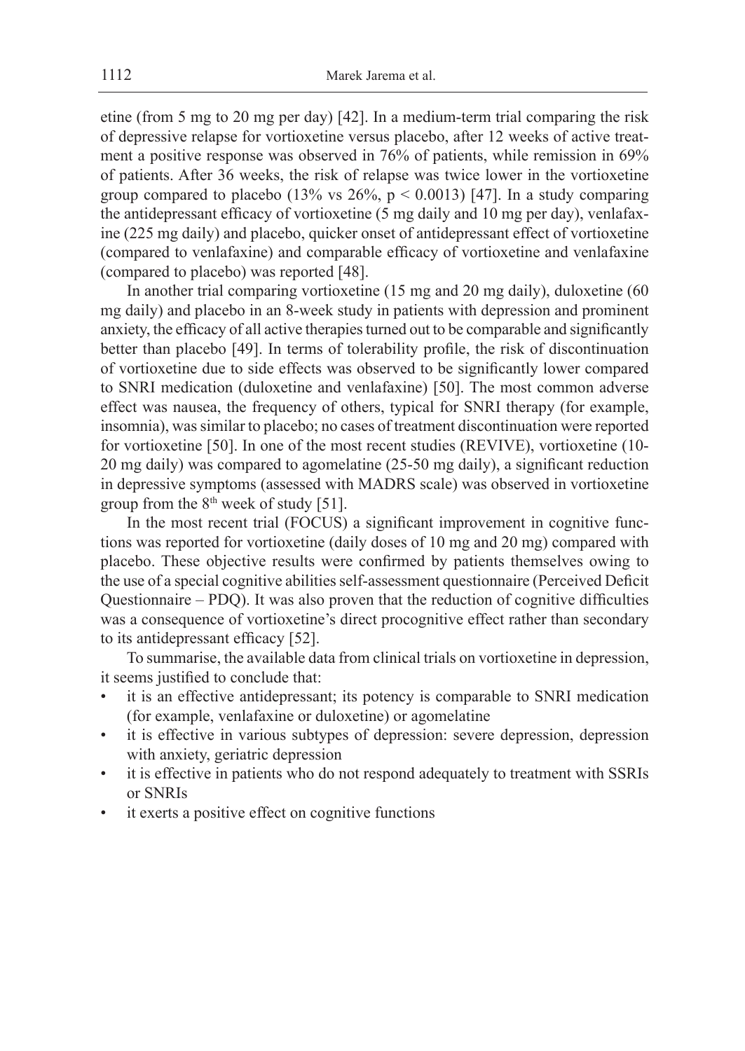etine (from 5 mg to 20 mg per day) [42]. In a medium-term trial comparing the risk of depressive relapse for vortioxetine versus placebo, after 12 weeks of active treatment a positive response was observed in 76% of patients, while remission in 69% of patients. After 36 weeks, the risk of relapse was twice lower in the vortioxetine group compared to placebo (13% vs 26%, $p < 0.0013$) [47]. In a study comparing the antidepressant efficacy of vortioxetine (5 mg daily and 10 mg per day), venlafaxine (225 mg daily) and placebo, quicker onset of antidepressant effect of vortioxetine (compared to venlafaxine) and comparable efficacy of vortioxetine and venlafaxine (compared to placebo) was reported [48].

In another trial comparing vortioxetine (15 mg and 20 mg daily), duloxetine (60 mg daily) and placebo in an 8-week study in patients with depression and prominent anxiety, the efficacy of all active therapies turned out to be comparable and significantly better than placebo [49]. In terms of tolerability profile, the risk of discontinuation of vortioxetine due to side effects was observed to be significantly lower compared to SNRI medication (duloxetine and venlafaxine) [50]. The most common adverse effect was nausea, the frequency of others, typical for SNRI therapy (for example, insomnia), was similar to placebo; no cases of treatment discontinuation were reported for vortioxetine [50]. In one of the most recent studies (REVIVE), vortioxetine (10-20 mg daily) was compared to agomelatine (25-50 mg daily), a significant reduction in depressive symptoms (assessed with MADRS scale) was observed in vortioxetine group from the 8th week of study [51].

In the most recent trial (FOCUS) a significant improvement in cognitive functions was reported for vortioxetine (daily doses of 10 mg and 20 mg) compared with placebo. These objective results were confirmed by patients themselves owing to the use of a special cognitive abilities self-assessment questionnaire (Perceived Deficit Questionnaire – PDQ). It was also proven that the reduction of cognitive difficulties was a consequence of vortioxetine's direct procognitive effect rather than secondary to its antidepressant efficacy [52].

To summarise, the available data from clinical trials on vortioxetine in depression, it seems justified to conclude that:

- it is an effective antidepressant; its potency is comparable to SNRI medication (for example, venlafaxine or duloxetine) or agomelatine
- it is effective in various subtypes of depression: severe depression, depression with anxiety, geriatric depression
- it is effective in patients who do not respond adequately to treatment with SSRIs or SNRIs
- it exerts a positive effect on cognitive functions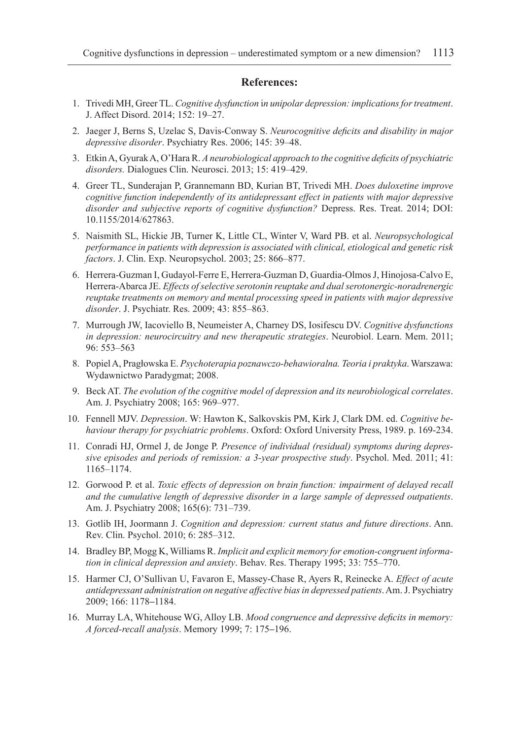## References:

1. Trivedi MH, Greer TL. *Cognitive dysfunction* in *unipolar depression: implications for treatment*. J. Affect Disord. 2014; 152: 19–27.
2. Jaeger J, Berns S, Uzelac S, Davis-Conway S. *Neurocognitive deficits and disability in major depressive disorder*. Psychiatry Res. 2006; 145: 39–48.
3. Etkin A, Gyurak A, O'Hara R. *A neurobiological approach to the cognitive deficits of psychiatric disorders.* Dialogues Clin. Neurosci. 2013; 15: 419–429.
4. Greer TL, Sunderajan P, Grannemann BD, Kurian BT, Trivedi MH. *Does duloxetine improve cognitive function independently of its antidepressant effect in patients with major depressive disorder and subjective reports of cognitive dysfunction?* Depress. Res. Treat. 2014; DOI: 10.1155/2014/627863.
5. Naismith SL, Hickie JB, Turner K, Little CL, Winter V, Ward PB. et al. *Neuropsychological performance in patients with depression is associated with clinical, etiological and genetic risk factors*. J. Clin. Exp. Neuropsychol. 2003; 25: 866–877.
6. Herrera-Guzman I, Gudayol-Ferre E, Herrera-Guzman D, Guardia-Olmos J, Hinojosa-Calvo E, Herrera-Abarca JE. *Effects of selective serotonin reuptake and dual serotonergic-noradrenergic reuptake treatments on memory and mental processing speed in patients with major depressive disorder*. J. Psychiatr. Res. 2009; 43: 855–863.
7. Murrough JW, Iacoviello B, Neumeister A, Charney DS, Iosifescu DV. *Cognitive dysfunctions in depression: neurocircuitry and new therapeutic strategies*. Neurobiol. Learn. Mem. 2011; 96: 553–563
8. Popiel A, Pragłowska E. *Psychoterapia poznawczo-behawioralna. Teoria i praktyka*. Warszawa: Wydawnictwo Paradygmat; 2008.
9. Beck AT. *The evolution of the cognitive model of depression and its neurobiological correlates*. Am. J. Psychiatry 2008; 165: 969–977.
10. Fennell MJV. *Depression*. W: Hawton K, Salkovskis PM, Kirk J, Clark DM. ed. *Cognitive behaviour therapy for psychiatric problems*. Oxford: Oxford University Press, 1989. p. 169-234.
11. Conradi HJ, Ormel J, de Jonge P. *Presence of individual (residual) symptoms during depressive episodes and periods of remission: a 3-year prospective study*. Psychol. Med. 2011; 41: 1165–1174.
12. Gorwood P. et al. *Toxic effects of depression on brain function: impairment of delayed recall and the cumulative length of depressive disorder in a large sample of depressed outpatients*. Am. J. Psychiatry 2008; 165(6): 731–739.
13. Gotlib IH, Joormann J. *Cognition and depression: current status and future directions*. Ann. Rev. Clin. Psychol. 2010; 6: 285–312.
14. Bradley BP, Mogg K, Williams R. *Implicit and explicit memory for emotion-congruent information in clinical depression and anxiety*. Behav. Res. Therapy 1995; 33: 755–770.
15. Harmer CJ, O'Sullivan U, Favaron E, Massey-Chase R, Ayers R, Reinecke A. *Effect of acute antidepressant administration on negative affective bias in depressed patients*. Am. J. Psychiatry 2009; 166: 1178–1184.
16. Murray LA, Whitehouse WG, Alloy LB. *Mood congruence and depressive deficits in memory: A forced-recall analysis*. Memory 1999; 7: 175–196.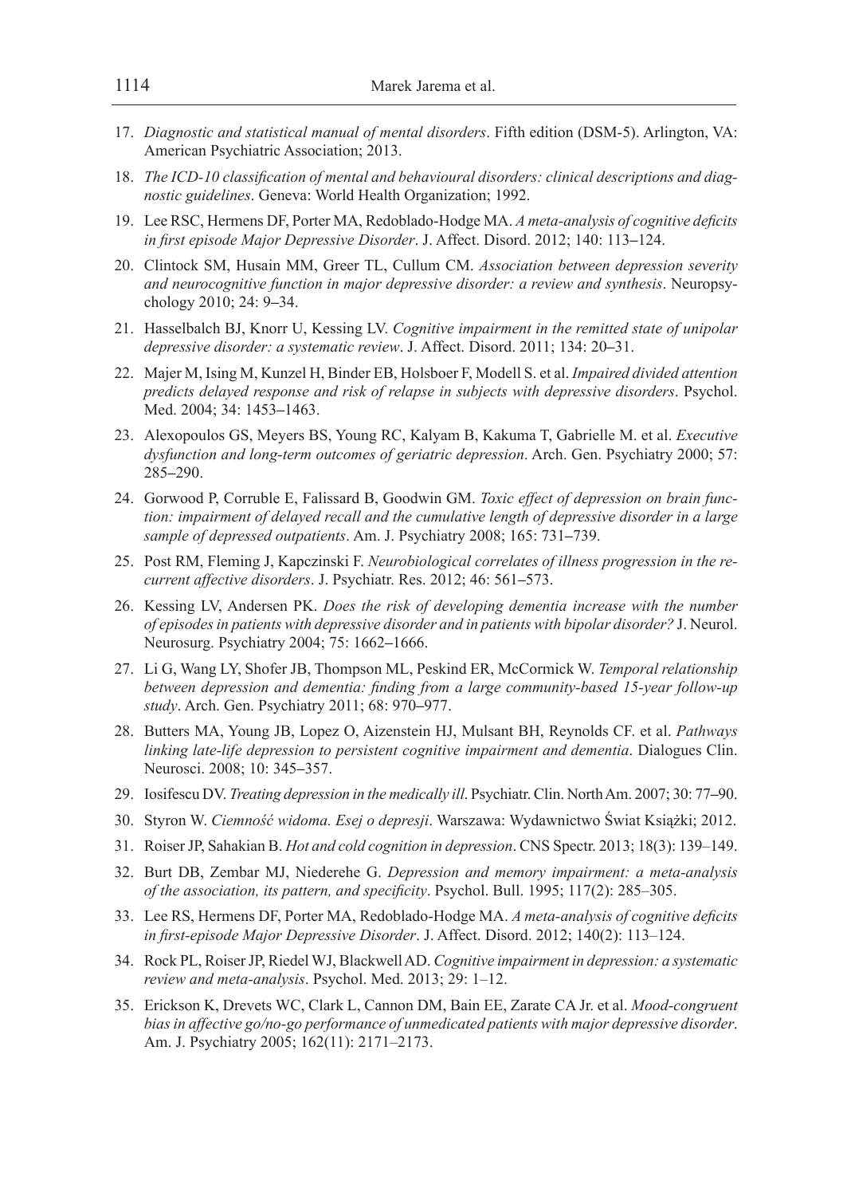17. *Diagnostic and statistical manual of mental disorders*. Fifth edition (DSM-5). Arlington, VA: American Psychiatric Association; 2013.
18. *The ICD-10 classification of mental and behavioural disorders: clinical descriptions and diagnostic guidelines*. Geneva: World Health Organization; 1992.
19. Lee RSC, Hermens DF, Porter MA, Redoblado-Hodge MA. *A meta-analysis of cognitive deficits in first episode Major Depressive Disorder*. J. Affect. Disord. 2012; 140: 113–124.
20. Clintock SM, Husain MM, Greer TL, Cullum CM. *Association between depression severity and neurocognitive function in major depressive disorder: a review and synthesis*. Neuropsychology 2010; 24: 9–34.
21. Hasselbalch BJ, Knorr U, Kessing LV. *Cognitive impairment in the remitted state of unipolar depressive disorder: a systematic review*. J. Affect. Disord. 2011; 134: 20–31.
22. Majer M, Ising M, Kunzel H, Binder EB, Holsboer F, Modell S. et al. *Impaired divided attention predicts delayed response and risk of relapse in subjects with depressive disorders*. Psychol. Med. 2004; 34: 1453–1463.
23. Alexopoulos GS, Meyers BS, Young RC, Kalyam B, Kakuma T, Gabrielle M. et al. *Executive dysfunction and long-term outcomes of geriatric depression*. Arch. Gen. Psychiatry 2000; 57: 285–290.
24. Gorwood P, Corruble E, Falissard B, Goodwin GM. *Toxic effect of depression on brain function: impairment of delayed recall and the cumulative length of depressive disorder in a large sample of depressed outpatients*. Am. J. Psychiatry 2008; 165: 731–739.
25. Post RM, Fleming J, Kapczinski F. *Neurobiological correlates of illness progression in the recurrent affective disorders*. J. Psychiatr. Res. 2012; 46: 561–573.
26. Kessing LV, Andersen PK. *Does the risk of developing dementia increase with the number of episodes in patients with depressive disorder and in patients with bipolar disorder?* J. Neurol. Neurosurg. Psychiatry 2004; 75: 1662–1666.
27. Li G, Wang LY, Shofer JB, Thompson ML, Peskind ER, McCormick W. *Temporal relationship between depression and dementia: finding from a large community-based 15-year follow-up study*. Arch. Gen. Psychiatry 2011; 68: 970–977.
28. Butters MA, Young JB, Lopez O, Aizenstein HJ, Mulsant BH, Reynolds CF. et al. *Pathways linking late-life depression to persistent cognitive impairment and dementia*. Dialogues Clin. Neurosci. 2008; 10: 345–357.
29. Iosifescu DV. *Treating depression in the medically ill*. Psychiatr. Clin. North Am. 2007; 30: 77–90.
30. Styron W. *Ciemność widoma. Esej o depresji*. Warszawa: Wydawnictwo Świat Książki; 2012.
31. Roiser JP, Sahakian B. *Hot and cold cognition in depression*. CNS Spectr. 2013; 18(3): 139–149.
32. Burt DB, Zembar MJ, Niederehe G. *Depression and memory impairment: a meta-analysis of the association, its pattern, and specificity*. Psychol. Bull. 1995; 117(2): 285–305.
33. Lee RS, Hermens DF, Porter MA, Redoblado-Hodge MA. *A meta-analysis of cognitive deficits in first-episode Major Depressive Disorder*. J. Affect. Disord. 2012; 140(2): 113–124.
34. Rock PL, Roiser JP, Riedel WJ, Blackwell AD. *Cognitive impairment in depression: a systematic review and meta-analysis*. Psychol. Med. 2013; 29: 1–12.
35. Erickson K, Drevets WC, Clark L, Cannon DM, Bain EE, Zarate CA Jr. et al. *Mood-congruent bias in affective go/no-go performance of unmedicated patients with major depressive disorder*. Am. J. Psychiatry 2005; 162(11): 2171–2173.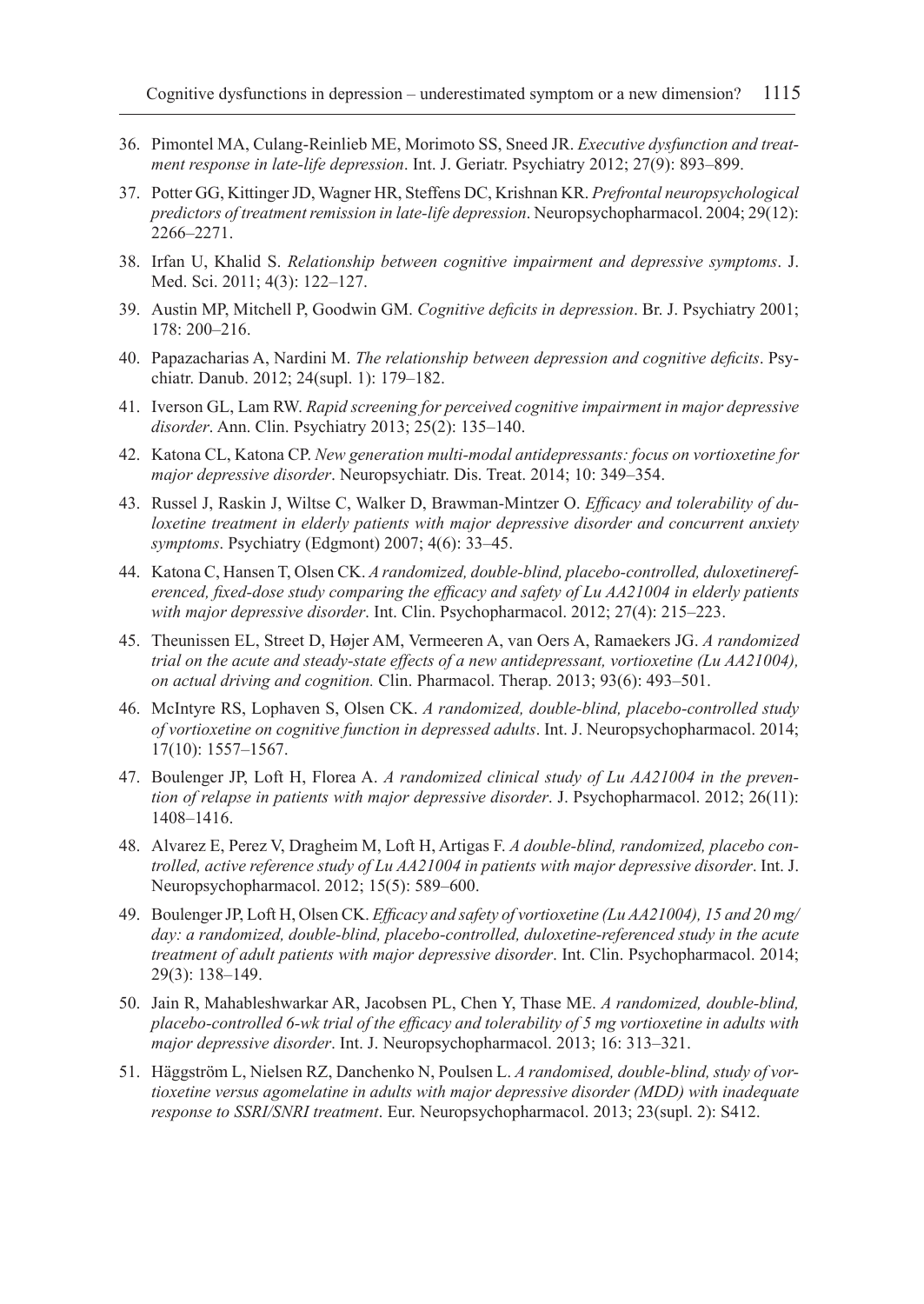36. Pimontel MA, Culang-Reinlieb ME, Morimoto SS, Sneed JR. *Executive dysfunction and treatment response in late-life depression*. Int. J. Geriatr. Psychiatry 2012; 27(9): 893–899.
37. Potter GG, Kittinger JD, Wagner HR, Steffens DC, Krishnan KR. *Prefrontal neuropsychological predictors of treatment remission in late-life depression*. Neuropsychopharmacol. 2004; 29(12): 2266–2271.
38. Irfan U, Khalid S. *Relationship between cognitive impairment and depressive symptoms*. J. Med. Sci. 2011; 4(3): 122–127.
39. Austin MP, Mitchell P, Goodwin GM. *Cognitive deficits in depression*. Br. J. Psychiatry 2001; 178: 200–216.
40. Papazacharias A, Nardini M. *The relationship between depression and cognitive deficits*. Psychiatr. Danub. 2012; 24(supl. 1): 179–182.
41. Iverson GL, Lam RW. *Rapid screening for perceived cognitive impairment in major depressive disorder*. Ann. Clin. Psychiatry 2013; 25(2): 135–140.
42. Katona CL, Katona CP. *New generation multi-modal antidepressants: focus on vortioxetine for major depressive disorder*. Neuropsychiatr. Dis. Treat. 2014; 10: 349–354.
43. Russel J, Raskin J, Wiltse C, Walker D, Brawman-Mintzer O. *Efficacy and tolerability of duloxetine treatment in elderly patients with major depressive disorder and concurrent anxiety symptoms*. Psychiatry (Edgmont) 2007; 4(6): 33–45.
44. Katona C, Hansen T, Olsen CK. *A randomized, double-blind, placebo-controlled, duloxetinereferenced, fixed-dose study comparing the efficacy and safety of Lu AA21004 in elderly patients with major depressive disorder*. Int. Clin. Psychopharmacol. 2012; 27(4): 215–223.
45. Theunissen EL, Street D, Højer AM, Vermeeren A, van Oers A, Ramaekers JG. *A randomized trial on the acute and steady-state effects of a new antidepressant, vortioxetine (Lu AA21004), on actual driving and cognition.* Clin. Pharmacol. Therap. 2013; 93(6): 493–501.
46. McIntyre RS, Lophaven S, Olsen CK. *A randomized, double-blind, placebo-controlled study of vortioxetine on cognitive function in depressed adults*. Int. J. Neuropsychopharmacol. 2014; 17(10): 1557–1567.
47. Boulenger JP, Loft H, Florea A. *A randomized clinical study of Lu AA21004 in the prevention of relapse in patients with major depressive disorder*. J. Psychopharmacol. 2012; 26(11): 1408–1416.
48. Alvarez E, Perez V, Dragheim M, Loft H, Artigas F. *A double-blind, randomized, placebo controlled, active reference study of Lu AA21004 in patients with major depressive disorder*. Int. J. Neuropsychopharmacol. 2012; 15(5): 589–600.
49. Boulenger JP, Loft H, Olsen CK. *Efficacy and safety of vortioxetine (Lu AA21004), 15 and 20 mg/day: a randomized, double-blind, placebo-controlled, duloxetine-referenced study in the acute treatment of adult patients with major depressive disorder*. Int. Clin. Psychopharmacol. 2014; 29(3): 138–149.
50. Jain R, Mahableshwarkar AR, Jacobsen PL, Chen Y, Thase ME. *A randomized, double-blind, placebo-controlled 6-wk trial of the efficacy and tolerability of 5 mg vortioxetine in adults with major depressive disorder*. Int. J. Neuropsychopharmacol. 2013; 16: 313–321.
51. Häggström L, Nielsen RZ, Danchenko N, Poulsen L. *A randomised, double-blind, study of vortioxetine versus agomelatine in adults with major depressive disorder (MDD) with inadequate response to SSRI/SNRI treatment*. Eur. Neuropsychopharmacol. 2013; 23(supl. 2): S412.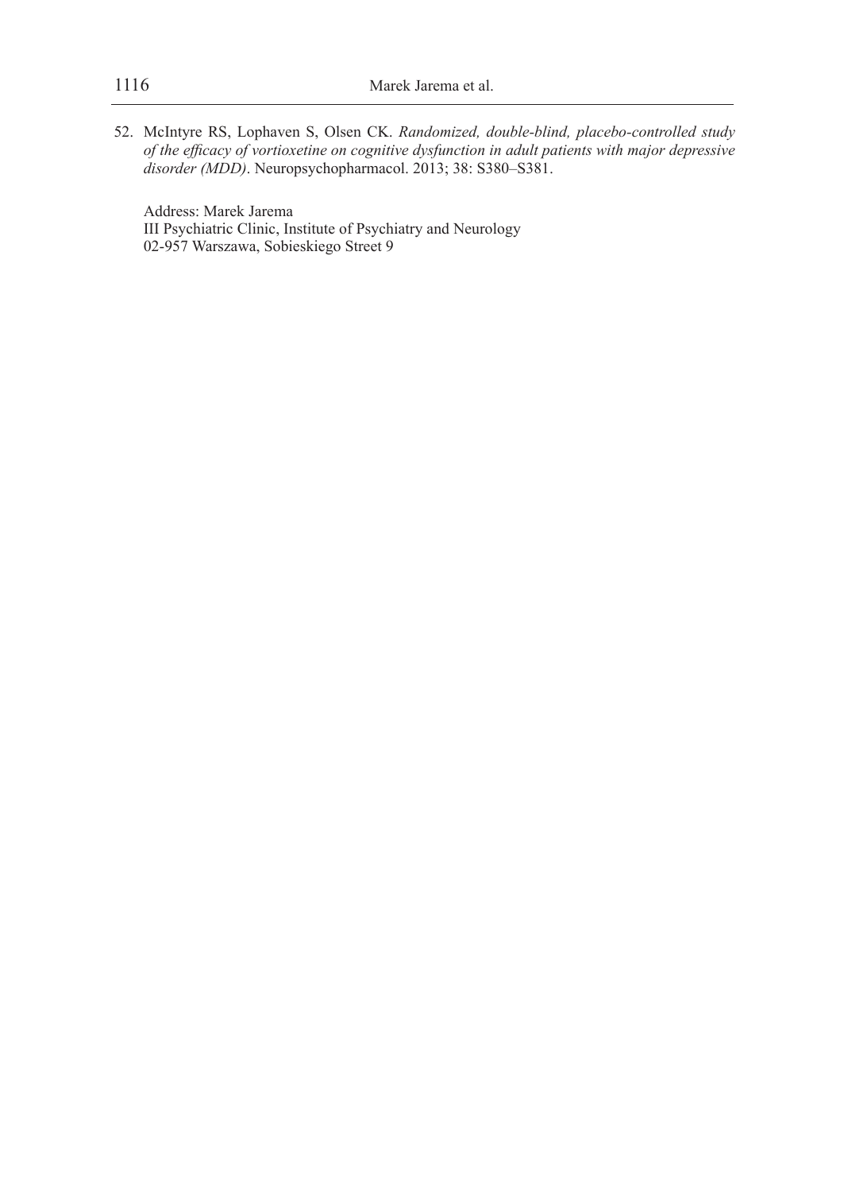52. McIntyre RS, Lophaven S, Olsen CK. *Randomized, double-blind, placebo-controlled study of the efficacy of vortioxetine on cognitive dysfunction in adult patients with major depressive disorder (MDD)*. Neuropsychopharmacol. 2013; 38: S380–S381.

Address: Marek Jarema
III Psychiatric Clinic, Institute of Psychiatry and Neurology
02-957 Warszawa, Sobieskiego Street 9